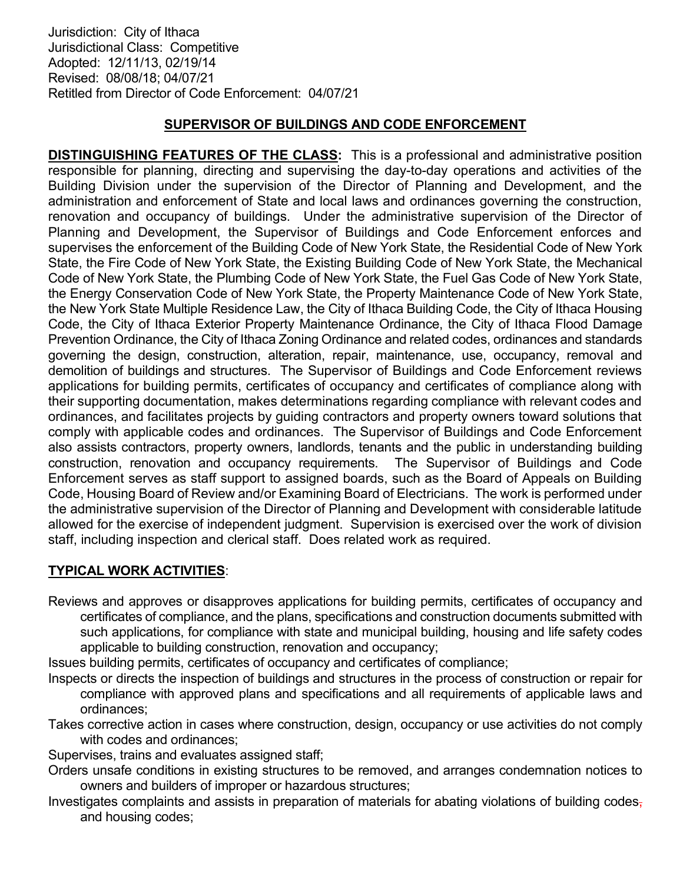Jurisdiction: City of Ithaca
Jurisdictional Class: Competitive
Adopted: 12/11/13, 02/19/14
Revised: 08/08/18; 04/07/21
Retitled from Director of Code Enforcement: 04/07/21

## SUPERVISOR OF BUILDINGS AND CODE ENFORCEMENT

**DISTINGUISHING FEATURES OF THE CLASS:** This is a professional and administrative position responsible for planning, directing and supervising the day-to-day operations and activities of the Building Division under the supervision of the Director of Planning and Development, and the administration and enforcement of State and local laws and ordinances governing the construction, renovation and occupancy of buildings. Under the administrative supervision of the Director of Planning and Development, the Supervisor of Buildings and Code Enforcement enforces and supervises the enforcement of the Building Code of New York State, the Residential Code of New York State, the Fire Code of New York State, the Existing Building Code of New York State, the Mechanical Code of New York State, the Plumbing Code of New York State, the Fuel Gas Code of New York State, the Energy Conservation Code of New York State, the Property Maintenance Code of New York State, the New York State Multiple Residence Law, the City of Ithaca Building Code, the City of Ithaca Housing Code, the City of Ithaca Exterior Property Maintenance Ordinance, the City of Ithaca Flood Damage Prevention Ordinance, the City of Ithaca Zoning Ordinance and related codes, ordinances and standards governing the design, construction, alteration, repair, maintenance, use, occupancy, removal and demolition of buildings and structures. The Supervisor of Buildings and Code Enforcement reviews applications for building permits, certificates of occupancy and certificates of compliance along with their supporting documentation, makes determinations regarding compliance with relevant codes and ordinances, and facilitates projects by guiding contractors and property owners toward solutions that comply with applicable codes and ordinances. The Supervisor of Buildings and Code Enforcement also assists contractors, property owners, landlords, tenants and the public in understanding building construction, renovation and occupancy requirements. The Supervisor of Buildings and Code Enforcement serves as staff support to assigned boards, such as the Board of Appeals on Building Code, Housing Board of Review and/or Examining Board of Electricians. The work is performed under the administrative supervision of the Director of Planning and Development with considerable latitude allowed for the exercise of independent judgment. Supervision is exercised over the work of division staff, including inspection and clerical staff. Does related work as required.

**TYPICAL WORK ACTIVITIES**:

Reviews and approves or disapproves applications for building permits, certificates of occupancy and certificates of compliance, and the plans, specifications and construction documents submitted with such applications, for compliance with state and municipal building, housing and life safety codes applicable to building construction, renovation and occupancy;

Issues building permits, certificates of occupancy and certificates of compliance;

Inspects or directs the inspection of buildings and structures in the process of construction or repair for compliance with approved plans and specifications and all requirements of applicable laws and ordinances;

Takes corrective action in cases where construction, design, occupancy or use activities do not comply with codes and ordinances;

Supervises, trains and evaluates assigned staff;

Orders unsafe conditions in existing structures to be removed, and arranges condemnation notices to owners and builders of improper or hazardous structures;

Investigates complaints and assists in preparation of materials for abating violations of building codes, and housing codes;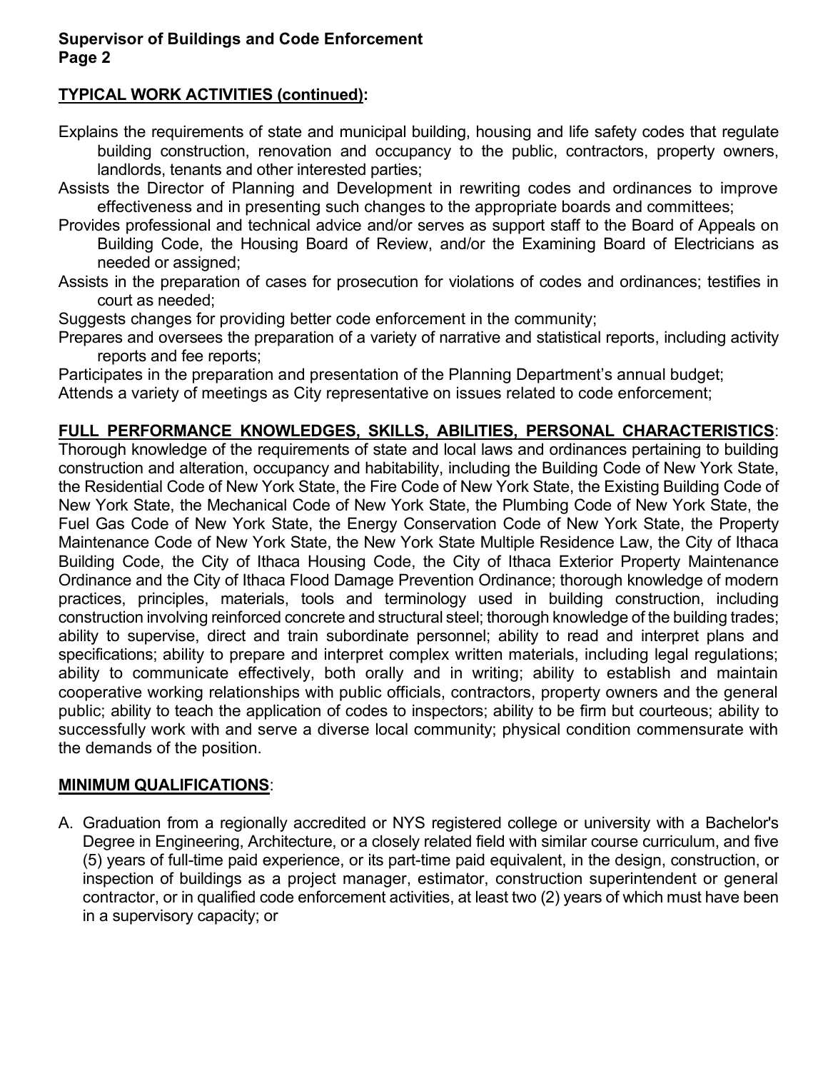**TYPICAL WORK ACTIVITIES (continued):**

Explains the requirements of state and municipal building, housing and life safety codes that regulate building construction, renovation and occupancy to the public, contractors, property owners, landlords, tenants and other interested parties;

Assists the Director of Planning and Development in rewriting codes and ordinances to improve effectiveness and in presenting such changes to the appropriate boards and committees;

Provides professional and technical advice and/or serves as support staff to the Board of Appeals on Building Code, the Housing Board of Review, and/or the Examining Board of Electricians as needed or assigned;

Assists in the preparation of cases for prosecution for violations of codes and ordinances; testifies in court as needed;

Suggests changes for providing better code enforcement in the community;

Prepares and oversees the preparation of a variety of narrative and statistical reports, including activity reports and fee reports;

Participates in the preparation and presentation of the Planning Department's annual budget;

Attends a variety of meetings as City representative on issues related to code enforcement;

**FULL PERFORMANCE KNOWLEDGES, SKILLS, ABILITIES, PERSONAL CHARACTERISTICS**:

Thorough knowledge of the requirements of state and local laws and ordinances pertaining to building construction and alteration, occupancy and habitability, including the Building Code of New York State, the Residential Code of New York State, the Fire Code of New York State, the Existing Building Code of New York State, the Mechanical Code of New York State, the Plumbing Code of New York State, the Fuel Gas Code of New York State, the Energy Conservation Code of New York State, the Property Maintenance Code of New York State, the New York State Multiple Residence Law, the City of Ithaca Building Code, the City of Ithaca Housing Code, the City of Ithaca Exterior Property Maintenance Ordinance and the City of Ithaca Flood Damage Prevention Ordinance; thorough knowledge of modern practices, principles, materials, tools and terminology used in building construction, including construction involving reinforced concrete and structural steel; thorough knowledge of the building trades; ability to supervise, direct and train subordinate personnel; ability to read and interpret plans and specifications; ability to prepare and interpret complex written materials, including legal regulations; ability to communicate effectively, both orally and in writing; ability to establish and maintain cooperative working relationships with public officials, contractors, property owners and the general public; ability to teach the application of codes to inspectors; ability to be firm but courteous; ability to successfully work with and serve a diverse local community; physical condition commensurate with the demands of the position.

**MINIMUM QUALIFICATIONS**:

A. Graduation from a regionally accredited or NYS registered college or university with a Bachelor's Degree in Engineering, Architecture, or a closely related field with similar course curriculum, and five (5) years of full-time paid experience, or its part-time paid equivalent, in the design, construction, or inspection of buildings as a project manager, estimator, construction superintendent or general contractor, or in qualified code enforcement activities, at least two (2) years of which must have been in a supervisory capacity; or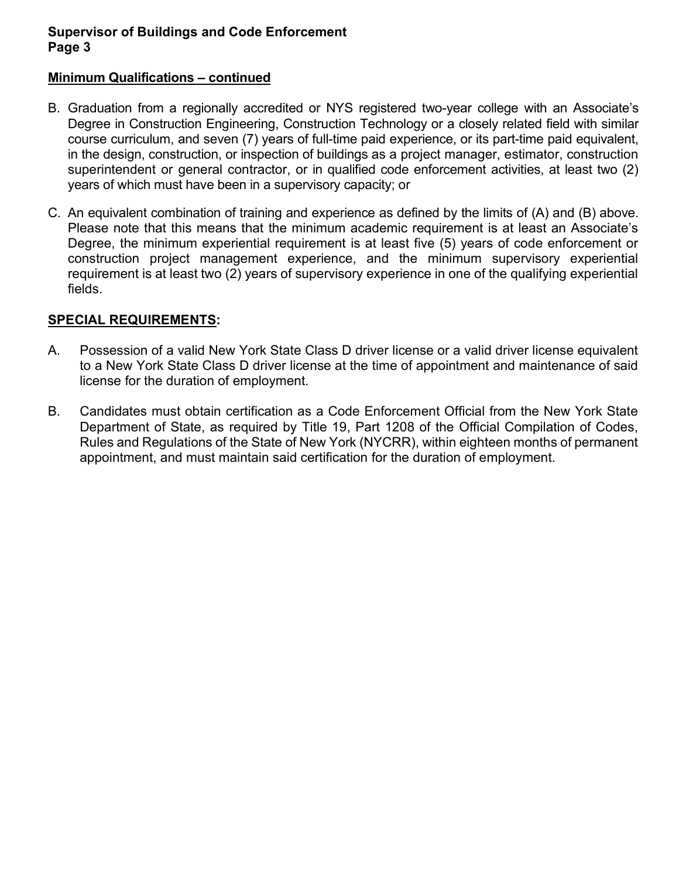## Minimum Qualifications – continued

B. Graduation from a regionally accredited or NYS registered two-year college with an Associate's Degree in Construction Engineering, Construction Technology or a closely related field with similar course curriculum, and seven (7) years of full-time paid experience, or its part-time paid equivalent, in the design, construction, or inspection of buildings as a project manager, estimator, construction superintendent or general contractor, or in qualified code enforcement activities, at least two (2) years of which must have been in a supervisory capacity; or

C. An equivalent combination of training and experience as defined by the limits of (A) and (B) above. Please note that this means that the minimum academic requirement is at least an Associate's Degree, the minimum experiential requirement is at least five (5) years of code enforcement or construction project management experience, and the minimum supervisory experiential requirement is at least two (2) years of supervisory experience in one of the qualifying experiential fields.

## SPECIAL REQUIREMENTS:

A. Possession of a valid New York State Class D driver license or a valid driver license equivalent to a New York State Class D driver license at the time of appointment and maintenance of said license for the duration of employment.

B. Candidates must obtain certification as a Code Enforcement Official from the New York State Department of State, as required by Title 19, Part 1208 of the Official Compilation of Codes, Rules and Regulations of the State of New York (NYCRR), within eighteen months of permanent appointment, and must maintain said certification for the duration of employment.